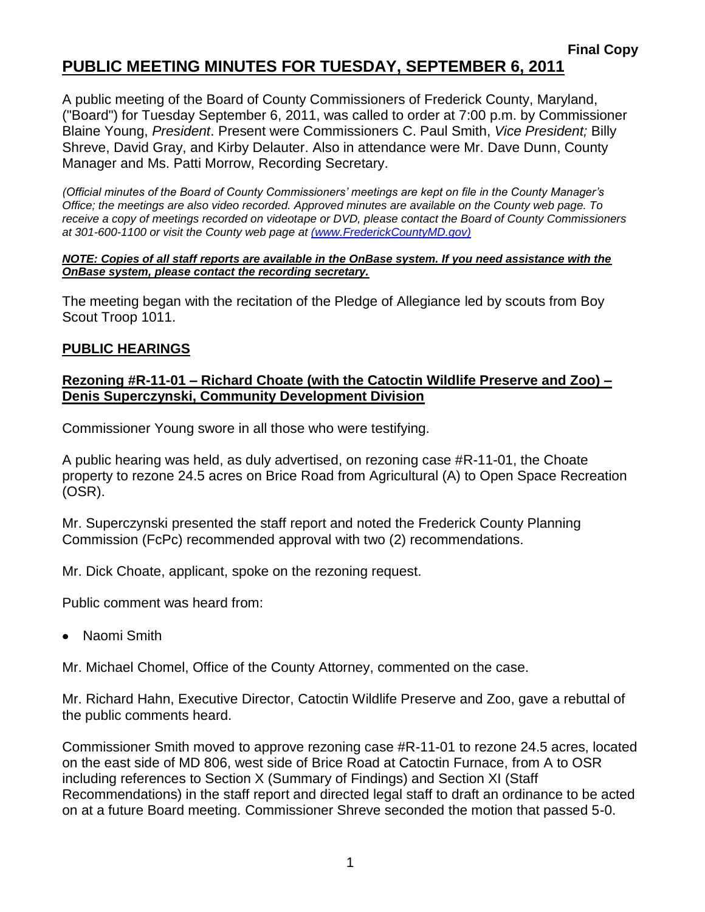**Final Copy**

# PUBLIC MEETING MINUTES FOR TUESDAY, SEPTEMBER 6, 2011

A public meeting of the Board of County Commissioners of Frederick County, Maryland, ("Board") for Tuesday September 6, 2011, was called to order at 7:00 p.m. by Commissioner Blaine Young, *President*. Present were Commissioners C. Paul Smith, *Vice President;* Billy Shreve, David Gray, and Kirby Delauter. Also in attendance were Mr. Dave Dunn, County Manager and Ms. Patti Morrow, Recording Secretary.

*(Official minutes of the Board of County Commissioners' meetings are kept on file in the County Manager's Office; the meetings are also video recorded. Approved minutes are available on the County web page. To receive a copy of meetings recorded on videotape or DVD, please contact the Board of County Commissioners at 301-600-1100 or visit the County web page at (www.FrederickCountyMD.gov)*

***NOTE: Copies of all staff reports are available in the OnBase system. If you need assistance with the OnBase system, please contact the recording secretary.***

The meeting began with the recitation of the Pledge of Allegiance led by scouts from Boy Scout Troop 1011.

## PUBLIC HEARINGS

### Rezoning #R-11-01 – Richard Choate (with the Catoctin Wildlife Preserve and Zoo) – Denis Superczynski, Community Development Division

Commissioner Young swore in all those who were testifying.

A public hearing was held, as duly advertised, on rezoning case #R-11-01, the Choate property to rezone 24.5 acres on Brice Road from Agricultural (A) to Open Space Recreation (OSR).

Mr. Superczynski presented the staff report and noted the Frederick County Planning Commission (FcPc) recommended approval with two (2) recommendations.

Mr. Dick Choate, applicant, spoke on the rezoning request.

Public comment was heard from:

- Naomi Smith

Mr. Michael Chomel, Office of the County Attorney, commented on the case.

Mr. Richard Hahn, Executive Director, Catoctin Wildlife Preserve and Zoo, gave a rebuttal of the public comments heard.

Commissioner Smith moved to approve rezoning case #R-11-01 to rezone 24.5 acres, located on the east side of MD 806, west side of Brice Road at Catoctin Furnace, from A to OSR including references to Section X (Summary of Findings) and Section XI (Staff Recommendations) in the staff report and directed legal staff to draft an ordinance to be acted on at a future Board meeting. Commissioner Shreve seconded the motion that passed 5-0.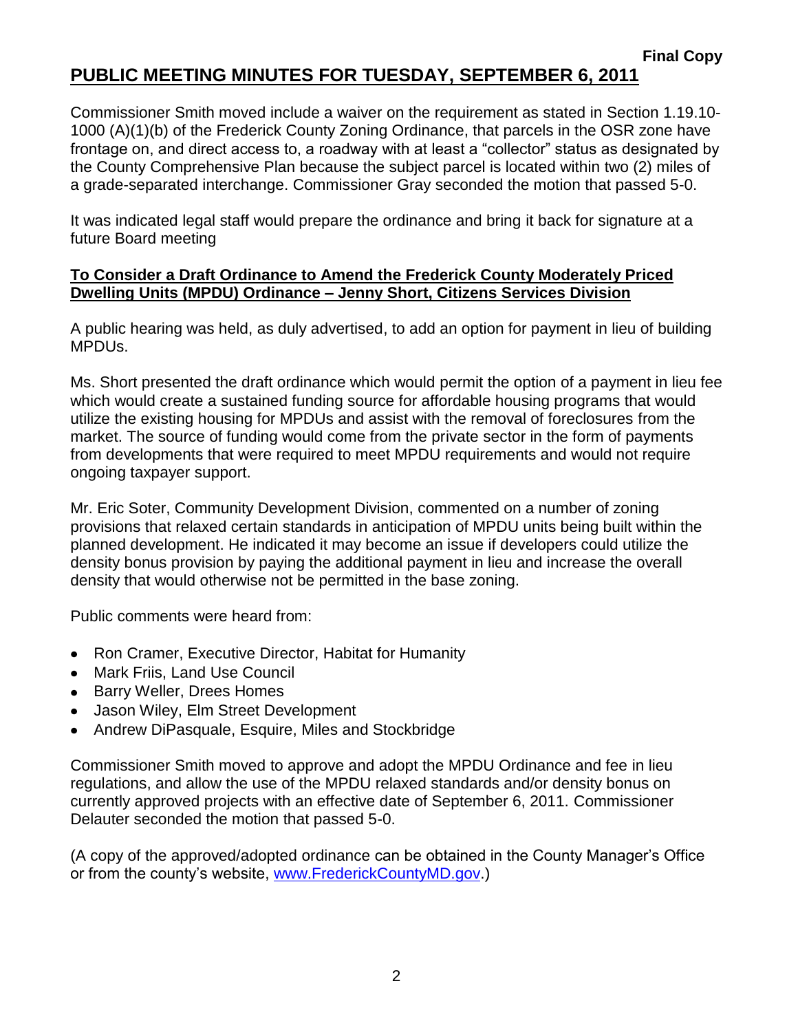**Final Copy**

# PUBLIC MEETING MINUTES FOR TUESDAY, SEPTEMBER 6, 2011

Commissioner Smith moved include a waiver on the requirement as stated in Section 1.19.10-1000 (A)(1)(b) of the Frederick County Zoning Ordinance, that parcels in the OSR zone have frontage on, and direct access to, a roadway with at least a "collector" status as designated by the County Comprehensive Plan because the subject parcel is located within two (2) miles of a grade-separated interchange. Commissioner Gray seconded the motion that passed 5-0.

It was indicated legal staff would prepare the ordinance and bring it back for signature at a future Board meeting

## To Consider a Draft Ordinance to Amend the Frederick County Moderately Priced Dwelling Units (MPDU) Ordinance – Jenny Short, Citizens Services Division

A public hearing was held, as duly advertised, to add an option for payment in lieu of building MPDUs.

Ms. Short presented the draft ordinance which would permit the option of a payment in lieu fee which would create a sustained funding source for affordable housing programs that would utilize the existing housing for MPDUs and assist with the removal of foreclosures from the market. The source of funding would come from the private sector in the form of payments from developments that were required to meet MPDU requirements and would not require ongoing taxpayer support.

Mr. Eric Soter, Community Development Division, commented on a number of zoning provisions that relaxed certain standards in anticipation of MPDU units being built within the planned development. He indicated it may become an issue if developers could utilize the density bonus provision by paying the additional payment in lieu and increase the overall density that would otherwise not be permitted in the base zoning.

Public comments were heard from:

- Ron Cramer, Executive Director, Habitat for Humanity
- Mark Friis, Land Use Council
- Barry Weller, Drees Homes
- Jason Wiley, Elm Street Development
- Andrew DiPasquale, Esquire, Miles and Stockbridge

Commissioner Smith moved to approve and adopt the MPDU Ordinance and fee in lieu regulations, and allow the use of the MPDU relaxed standards and/or density bonus on currently approved projects with an effective date of September 6, 2011. Commissioner Delauter seconded the motion that passed 5-0.

(A copy of the approved/adopted ordinance can be obtained in the County Manager's Office or from the county's website, www.FrederickCountyMD.gov.)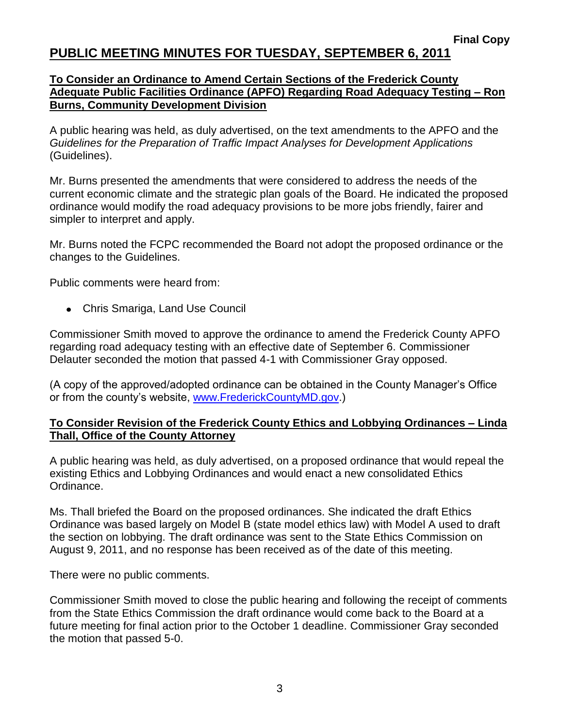**Final Copy**

# PUBLIC MEETING MINUTES FOR TUESDAY, SEPTEMBER 6, 2011

## To Consider an Ordinance to Amend Certain Sections of the Frederick County Adequate Public Facilities Ordinance (APFO) Regarding Road Adequacy Testing – Ron Burns, Community Development Division

A public hearing was held, as duly advertised, on the text amendments to the APFO and the *Guidelines for the Preparation of Traffic Impact Analyses for Development Applications* (Guidelines).

Mr. Burns presented the amendments that were considered to address the needs of the current economic climate and the strategic plan goals of the Board. He indicated the proposed ordinance would modify the road adequacy provisions to be more jobs friendly, fairer and simpler to interpret and apply.

Mr. Burns noted the FCPC recommended the Board not adopt the proposed ordinance or the changes to the Guidelines.

Public comments were heard from:

- Chris Smariga, Land Use Council

Commissioner Smith moved to approve the ordinance to amend the Frederick County APFO regarding road adequacy testing with an effective date of September 6. Commissioner Delauter seconded the motion that passed 4-1 with Commissioner Gray opposed.

(A copy of the approved/adopted ordinance can be obtained in the County Manager's Office or from the county's website, www.FrederickCountyMD.gov.)

## To Consider Revision of the Frederick County Ethics and Lobbying Ordinances – Linda Thall, Office of the County Attorney

A public hearing was held, as duly advertised, on a proposed ordinance that would repeal the existing Ethics and Lobbying Ordinances and would enact a new consolidated Ethics Ordinance.

Ms. Thall briefed the Board on the proposed ordinances. She indicated the draft Ethics Ordinance was based largely on Model B (state model ethics law) with Model A used to draft the section on lobbying. The draft ordinance was sent to the State Ethics Commission on August 9, 2011, and no response has been received as of the date of this meeting.

There were no public comments.

Commissioner Smith moved to close the public hearing and following the receipt of comments from the State Ethics Commission the draft ordinance would come back to the Board at a future meeting for final action prior to the October 1 deadline. Commissioner Gray seconded the motion that passed 5-0.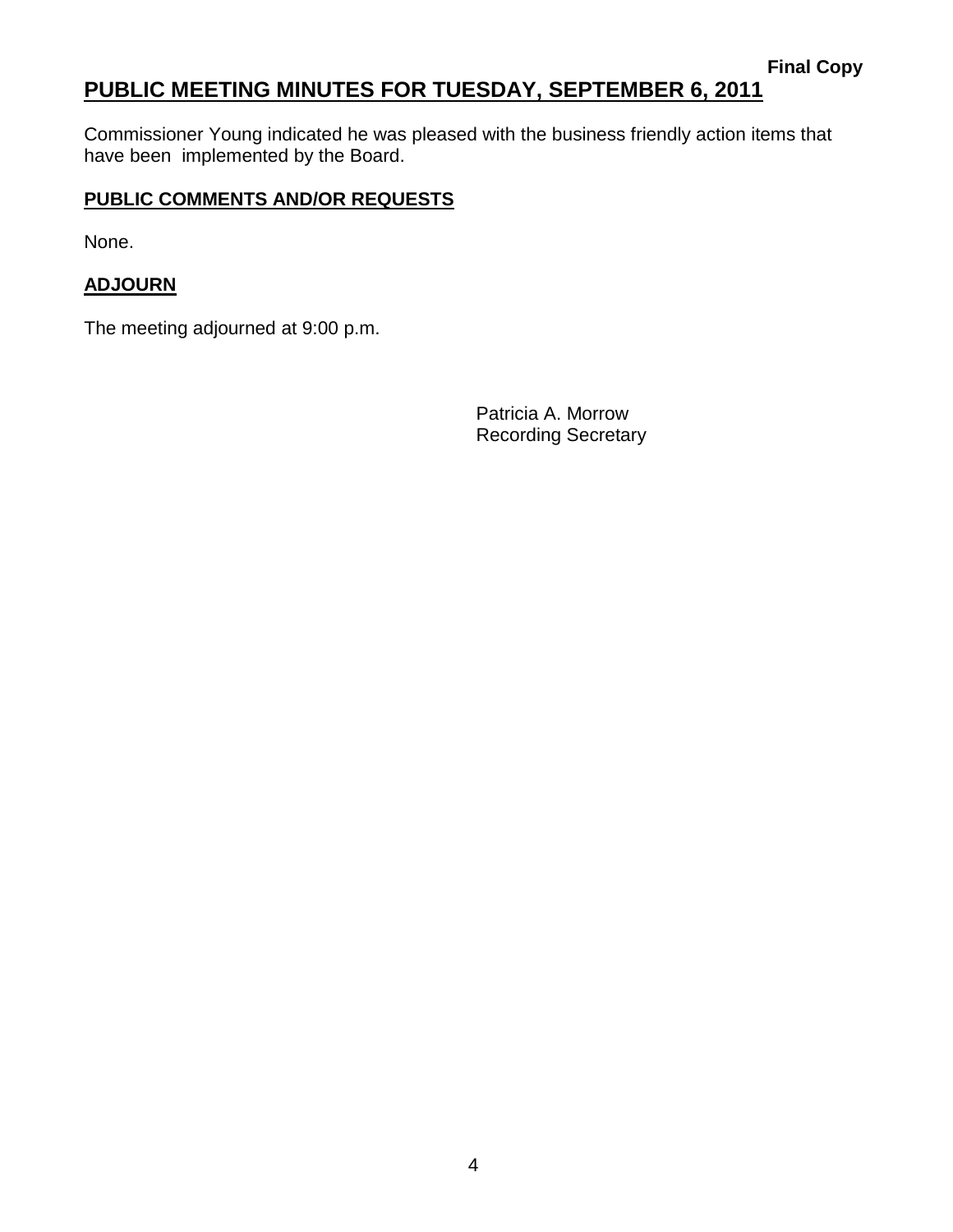**Final Copy**

# PUBLIC MEETING MINUTES FOR TUESDAY, SEPTEMBER 6, 2011

Commissioner Young indicated he was pleased with the business friendly action items that have been implemented by the Board.

## PUBLIC COMMENTS AND/OR REQUESTS

None.

## ADJOURN

The meeting adjourned at 9:00 p.m.

Patricia A. Morrow
Recording Secretary